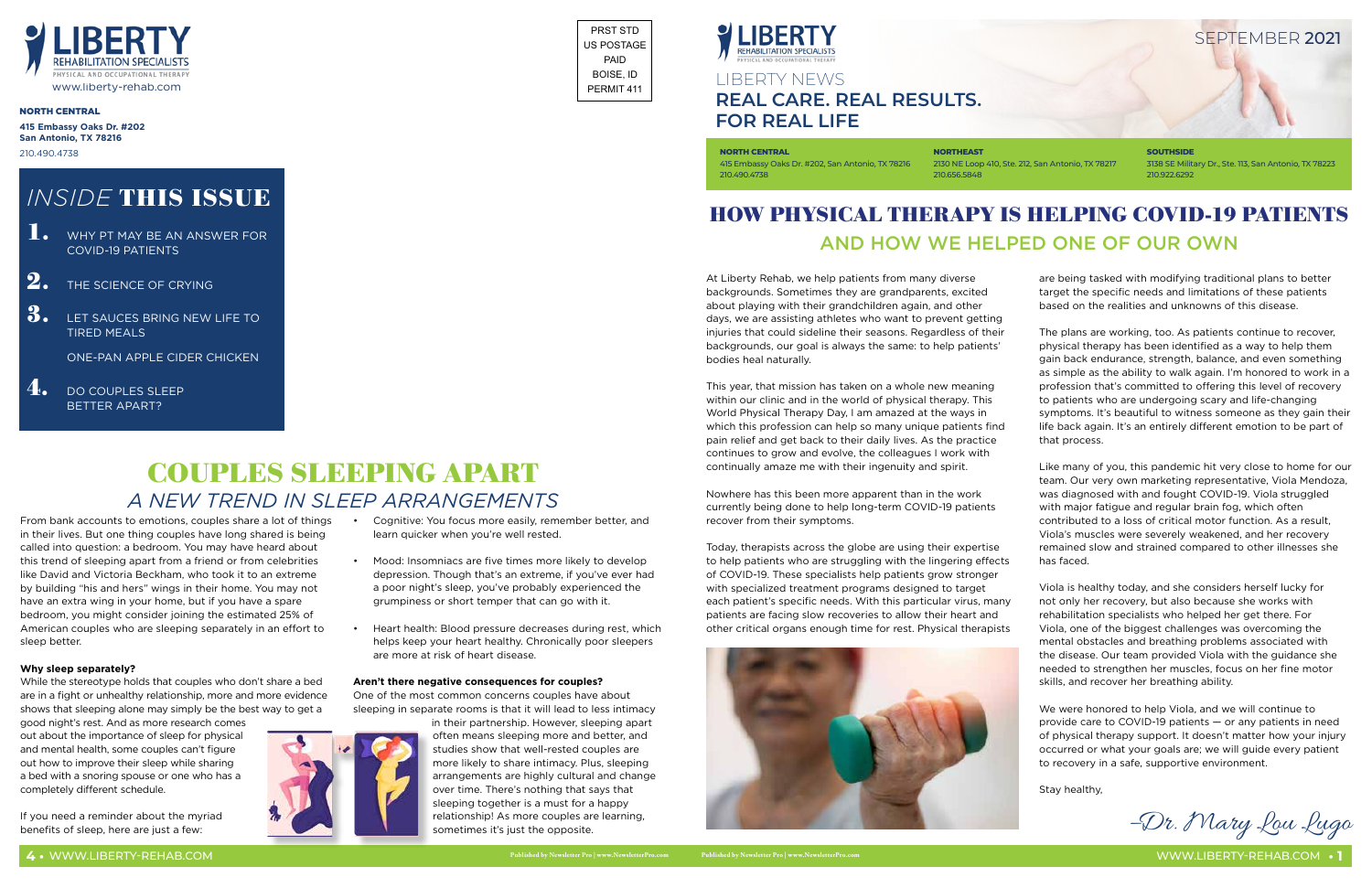# LIBERTY REHABILITATION SPECIALISTS

PHYSICAL AND OCCUPATIONAL THERAPY

www.liberty-rehab.com

**NORTH CENTRAL**

**415 Embassy Oaks Dr. #202**
**San Antonio, TX 78216**
210.490.4738

PRST STD
US POSTAGE
PAID
BOISE, ID
PERMIT 411

## *INSIDE* THIS ISSUE

1. WHY PT MAY BE AN ANSWER FOR COVID-19 PATIENTS
2. THE SCIENCE OF CRYING
3. LET SAUCES BRING NEW LIFE TO TIRED MEALS

   ONE-PAN APPLE CIDER CHICKEN
4. DO COUPLES SLEEP BETTER APART?

# COUPLES SLEEPING APART

## *A NEW TREND IN SLEEP ARRANGEMENTS*

From bank accounts to emotions, couples share a lot of things in their lives. But one thing couples have long shared is being called into question: a bedroom. You may have heard about this trend of sleeping apart from a friend or from celebrities like David and Victoria Beckham, who took it to an extreme by building "his and hers" wings in their home. You may not have an extra wing in your home, but if you have a spare bedroom, you might consider joining the estimated 25% of American couples who are sleeping separately in an effort to sleep better.

**Why sleep separately?**

While the stereotype holds that couples who don't share a bed are in a fight or unhealthy relationship, more and more evidence shows that sleeping alone may simply be the best way to get a good night's rest. And as more research comes out about the importance of sleep for physical and mental health, some couples can't figure out how to improve their sleep while sharing a bed with a snoring spouse or one who has a completely different schedule.

If you need a reminder about the myriad benefits of sleep, here are just a few:

- Cognitive: You focus more easily, remember better, and learn quicker when you're well rested.
- Mood: Insomniacs are five times more likely to develop depression. Though that's an extreme, if you've ever had a poor night's sleep, you've probably experienced the grumpiness or short temper that can go with it.
- Heart health: Blood pressure decreases during rest, which helps keep your heart healthy. Chronically poor sleepers are more at risk of heart disease.

**Aren't there negative consequences for couples?**

One of the most common concerns couples have about sleeping in separate rooms is that it will lead to less intimacy in their partnership. However, sleeping apart often means sleeping more and better, and studies show that well-rested couples are more likely to share intimacy. Plus, sleeping arrangements are highly cultural and change over time. There's nothing that says that sleeping together is a must for a happy relationship! As more couples are learning, sometimes it's just the opposite.

---

# LIBERTY NEWS

## REAL CARE. REAL RESULTS. FOR REAL LIFE

SEPTEMBER 2021

**NORTH CENTRAL**
415 Embassy Oaks Dr. #202, San Antonio, TX 78216
210.490.4738

**NORTHEAST**
2130 NE Loop 410, Ste. 212, San Antonio, TX 78217
210.656.5848

**SOUTHSIDE**
3138 SE Military Dr., Ste. 113, San Antonio, TX 78223
210.922.6292

# HOW PHYSICAL THERAPY IS HELPING COVID-19 PATIENTS

## AND HOW WE HELPED ONE OF OUR OWN

At Liberty Rehab, we help patients from many diverse backgrounds. Sometimes they are grandparents, excited about playing with their grandchildren again, and other days, we are assisting athletes who want to prevent getting injuries that could sideline their seasons. Regardless of their backgrounds, our goal is always the same: to help patients' bodies heal naturally.

This year, that mission has taken on a whole new meaning within our clinic and in the world of physical therapy. This World Physical Therapy Day, I am amazed at the ways in which this profession can help so many unique patients find pain relief and get back to their daily lives. As the practice continues to grow and evolve, the colleagues I work with continually amaze me with their ingenuity and spirit.

Nowhere has this been more apparent than in the work currently being done to help long-term COVID-19 patients recover from their symptoms.

Today, therapists across the globe are using their expertise to help patients who are struggling with the lingering effects of COVID-19. These specialists help patients grow stronger with specialized treatment programs designed to target each patient's specific needs. With this particular virus, many patients are facing slow recoveries to allow their heart and other critical organs enough time for rest. Physical therapists are being tasked with modifying traditional plans to better target the specific needs and limitations of these patients based on the realities and unknowns of this disease.

The plans are working, too. As patients continue to recover, physical therapy has been identified as a way to help them gain back endurance, strength, balance, and even something as simple as the ability to walk again. I'm honored to work in a profession that's committed to offering this level of recovery to patients who are undergoing scary and life-changing symptoms. It's beautiful to witness someone as they gain their life back again. It's an entirely different emotion to be part of that process.

Like many of you, this pandemic hit very close to home for our team. Our very own marketing representative, Viola Mendoza, was diagnosed with and fought COVID-19. Viola struggled with major fatigue and regular brain fog, which often contributed to a loss of critical motor function. As a result, Viola's muscles were severely weakened, and her recovery remained slow and strained compared to other illnesses she has faced.

Viola is healthy today, and she considers herself lucky for not only her recovery, but also because she works with rehabilitation specialists who helped her get there. For Viola, one of the biggest challenges was overcoming the mental obstacles and breathing problems associated with the disease. Our team provided Viola with the guidance she needed to strengthen her muscles, focus on her fine motor skills, and recover her breathing ability.

We were honored to help Viola, and we will continue to provide care to COVID-19 patients — or any patients in need of physical therapy support. It doesn't matter how your injury occurred or what your goals are; we will guide every patient to recovery in a safe, supportive environment.

Stay healthy,

–Dr. Mary Lou Lugo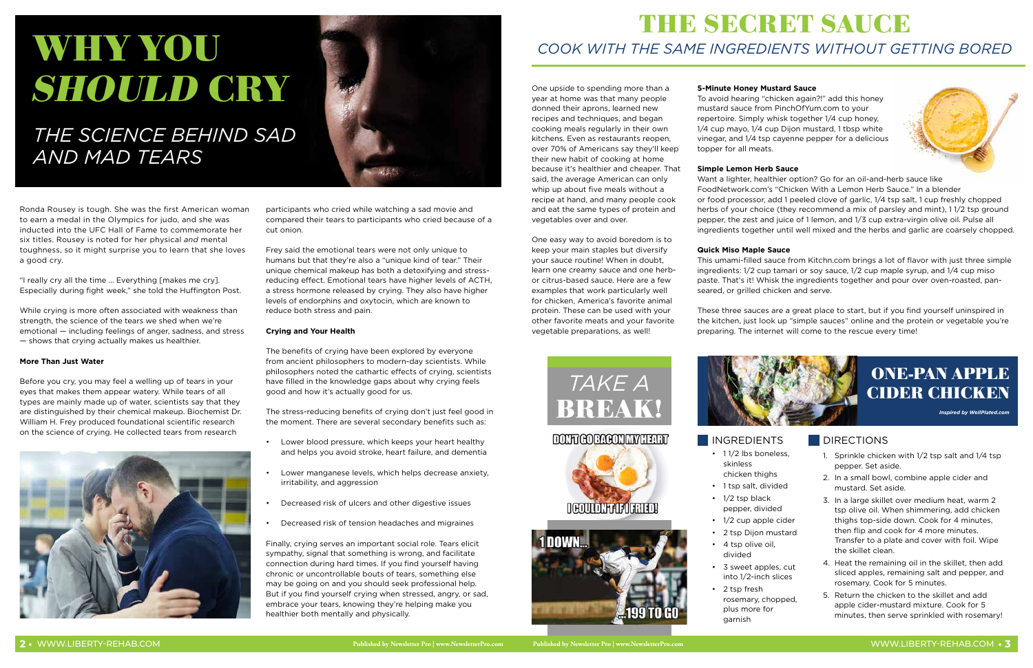# WHY YOU *SHOULD* CRY

## *THE SCIENCE BEHIND SAD AND MAD TEARS*

Ronda Rousey is tough. She was the first American woman to earn a medal in the Olympics for judo, and she was inducted into the UFC Hall of Fame to commemorate her six titles. Rousey is noted for her physical *and* mental toughness, so it might surprise you to learn that she loves a good cry.

"I really cry all the time … Everything [makes me cry]. Especially during fight week," she told the Huffington Post.

While crying is more often associated with weakness than strength, the science of the tears we shed when we're emotional — including feelings of anger, sadness, and stress — shows that crying actually makes us healthier.

**More Than Just Water**

Before you cry, you may feel a welling up of tears in your eyes that makes them appear watery. While tears of all types are mainly made up of water, scientists say that they are distinguished by their chemical makeup. Biochemist Dr. William H. Frey produced foundational scientific research on the science of crying. He collected tears from research participants who cried while watching a sad movie and compared their tears to participants who cried because of a cut onion.

Frey said the emotional tears were not only unique to humans but that they're also a "unique kind of tear." Their unique chemical makeup has both a detoxifying and stress-reducing effect. Emotional tears have higher levels of ACTH, a stress hormone released by crying. They also have higher levels of endorphins and oxytocin, which are known to reduce both stress and pain.

**Crying and Your Health**

The benefits of crying have been explored by everyone from ancient philosophers to modern-day scientists. While philosophers noted the cathartic effects of crying, scientists have filled in the knowledge gaps about why crying feels good and how it's actually good for us.

The stress-reducing benefits of crying don't just feel good in the moment. There are several secondary benefits such as:

- Lower blood pressure, which keeps your heart healthy and helps you avoid stroke, heart failure, and dementia
- Lower manganese levels, which helps decrease anxiety, irritability, and aggression
- Decreased risk of ulcers and other digestive issues
- Decreased risk of tension headaches and migraines

Finally, crying serves an important social role. Tears elicit sympathy, signal that something is wrong, and facilitate connection during hard times. If you find yourself having chronic or uncontrollable bouts of tears, something else may be going on and you should seek professional help. But if you find yourself crying when stressed, angry, or sad, embrace your tears, knowing they're helping make you healthier both mentally and physically.

# THE SECRET SAUCE

## *COOK WITH THE SAME INGREDIENTS WITHOUT GETTING BORED*

One upside to spending more than a year at home was that many people donned their aprons, learned new recipes and techniques, and began cooking meals regularly in their own kitchens. Even as restaurants reopen, over 70% of Americans say they'll keep their new habit of cooking at home because it's healthier and cheaper. That said, the average American can only whip up about five meals without a recipe at hand, and many people cook and eat the same types of protein and vegetables over and over.

One easy way to avoid boredom is to keep your main staples but diversify your sauce routine! When in doubt, learn one creamy sauce and one herb- or citrus-based sauce. Here are a few examples that work particularly well for chicken, America's favorite animal protein. These can be used with your other favorite meats and your favorite vegetable preparations, as well!

**5-Minute Honey Mustard Sauce**

To avoid hearing "chicken again?!" add this honey mustard sauce from PinchOfYum.com to your repertoire. Simply whisk together 1/4 cup honey, 1/4 cup mayo, 1/4 cup Dijon mustard, 1 tbsp white vinegar, and 1/4 tsp cayenne pepper for a delicious topper for all meats.

**Simple Lemon Herb Sauce**

Want a lighter, healthier option? Go for an oil-and-herb sauce like FoodNetwork.com's "Chicken With a Lemon Herb Sauce." In a blender or food processor, add 1 peeled clove of garlic, 1/4 tsp salt, 1 cup freshly chopped herbs of your choice (they recommend a mix of parsley and mint), 1 1/2 tsp ground pepper, the zest and juice of 1 lemon, and 1/3 cup extra-virgin olive oil. Pulse all ingredients together until well mixed and the herbs and garlic are coarsely chopped.

**Quick Miso Maple Sauce**

This umami-filled sauce from Kitchn.com brings a lot of flavor with just three simple ingredients: 1/2 cup tamari or soy sauce, 1/2 cup maple syrup, and 1/4 cup miso paste. That's it! Whisk the ingredients together and pour over oven-roasted, pan-seared, or grilled chicken and serve.

These three sauces are a great place to start, but if you find yourself uninspired in the kitchen, just look up "simple sauces" online and the protein or vegetable you're preparing. The internet will come to the rescue every time!

# *TAKE A* BREAK!

DON'T GO BACON MY HEART

I COULDN'T IF I FRIED!

1 DOWN…

…199 TO GO

# ONE-PAN APPLE CIDER CHICKEN

*Inspired by WellPlated.com*

### INGREDIENTS

- 1 1/2 lbs boneless, skinless chicken thighs
- 1 tsp salt, divided
- 1/2 tsp black pepper, divided
- 1/2 cup apple cider
- 2 tsp Dijon mustard
- 4 tsp olive oil, divided
- 3 sweet apples, cut into 1/2-inch slices
- 2 tsp fresh rosemary, chopped, plus more for garnish

### DIRECTIONS

1. Sprinkle chicken with 1/2 tsp salt and 1/4 tsp pepper. Set aside.
2. In a small bowl, combine apple cider and mustard. Set aside.
3. In a large skillet over medium heat, warm 2 tsp olive oil. When shimmering, add chicken thighs top-side down. Cook for 4 minutes, then flip and cook for 4 more minutes. Transfer to a plate and cover with foil. Wipe the skillet clean.
4. Heat the remaining oil in the skillet, then add sliced apples, remaining salt and pepper, and rosemary. Cook for 5 minutes.
5. Return the chicken to the skillet and add apple cider-mustard mixture. Cook for 5 minutes, then serve sprinkled with rosemary!